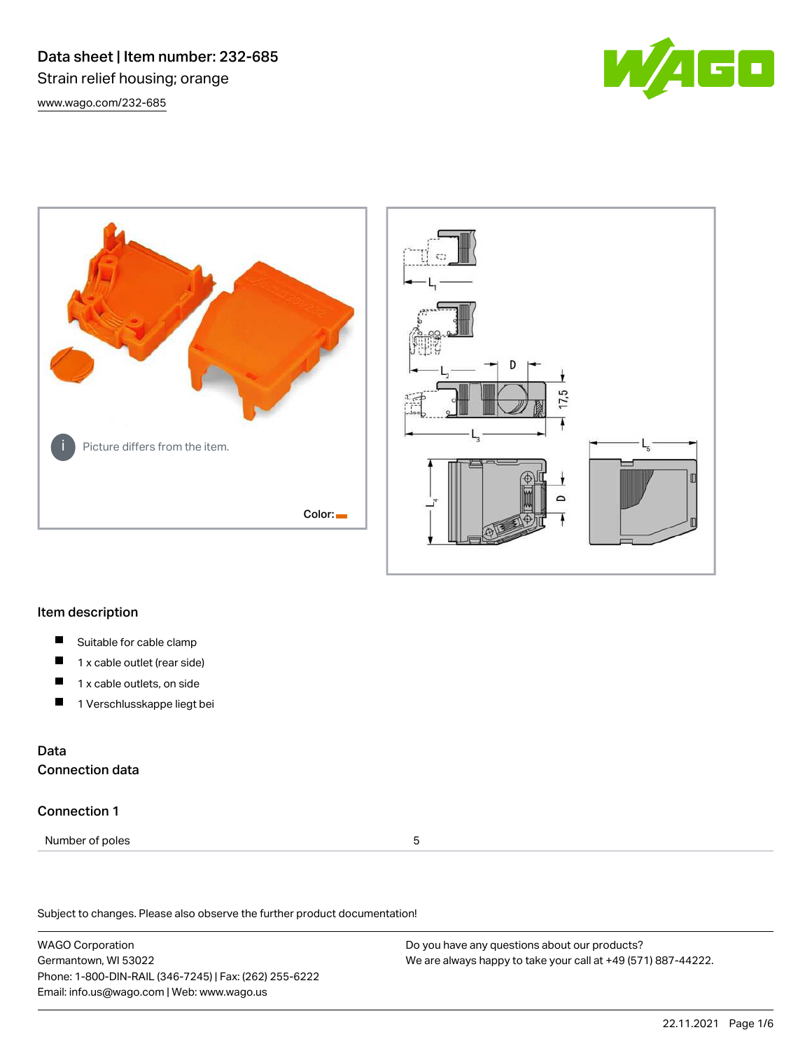# Data sheet | Item number: 232-685

Strain relief housing; orange

www.wago.com/232-685

Picture differs from the item.

Color:

## Item description

- Suitable for cable clamp
- 1 x cable outlet (rear side)
- 1 x cable outlets, on side
- 1 Verschlusskappe liegt bei

## Data

### Connection data

### Connection 1

| Number of poles | 5 |
|---|---|

Subject to changes. Please also observe the further product documentation!

WAGO Corporation
Germantown, WI 53022
Phone: 1-800-DIN-RAIL (346-7245) | Fax: (262) 255-6222
Email: info.us@wago.com | Web: www.wago.us

Do you have any questions about our products?
We are always happy to take your call at +49 (571) 887-44222.

22.11.2021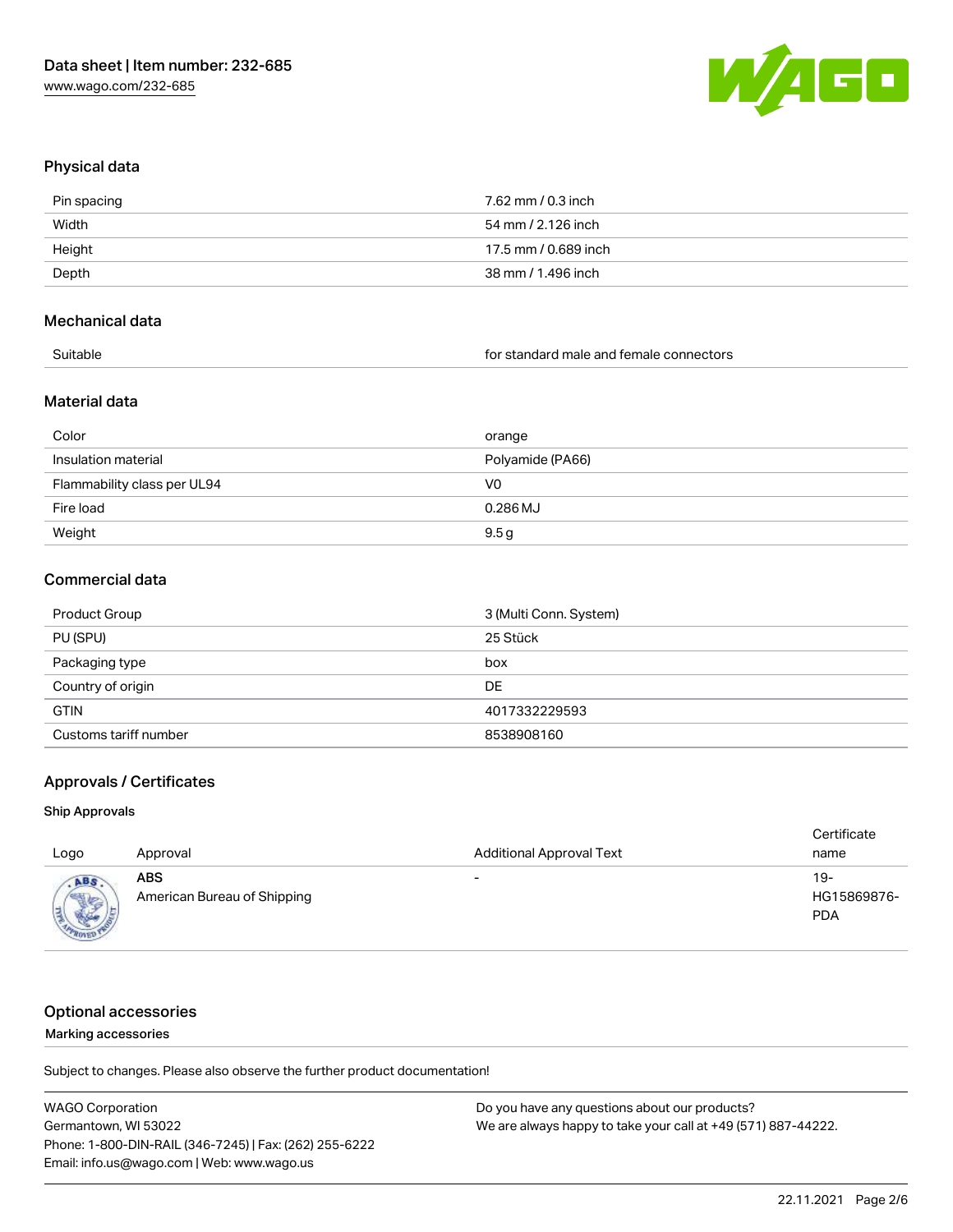## Physical data

| Pin spacing | 7.62 mm / 0.3 inch |
| --- | --- |
| Width | 54 mm / 2.126 inch |
| Height | 17.5 mm / 0.689 inch |
| Depth | 38 mm / 1.496 inch |

## Mechanical data

| Suitable | for standard male and female connectors |
| --- | --- |

## Material data

| Color | orange |
| --- | --- |
| Insulation material | Polyamide (PA66) |
| Flammability class per UL94 | V0 |
| Fire load | 0.286 MJ |
| Weight | 9.5 g |

## Commercial data

| Product Group | 3 (Multi Conn. System) |
| --- | --- |
| PU (SPU) | 25 Stück |
| Packaging type | box |
| Country of origin | DE |
| GTIN | 4017332229593 |
| Customs tariff number | 8538908160 |

## Approvals / Certificates

### Ship Approvals

| Logo | Approval | Additional Approval Text | Certificate name |
| --- | --- | --- | --- |
| | **ABS** American Bureau of Shipping | - | 19-HG15869876-PDA |

## Optional accessories

Marking accessories

Subject to changes. Please also observe the further product documentation!

WAGO Corporation
Germantown, WI 53022
Phone: 1-800-DIN-RAIL (346-7245) | Fax: (262) 255-6222
Email: info.us@wago.com | Web: www.wago.us

Do you have any questions about our products?
We are always happy to take your call at +49 (571) 887-44222.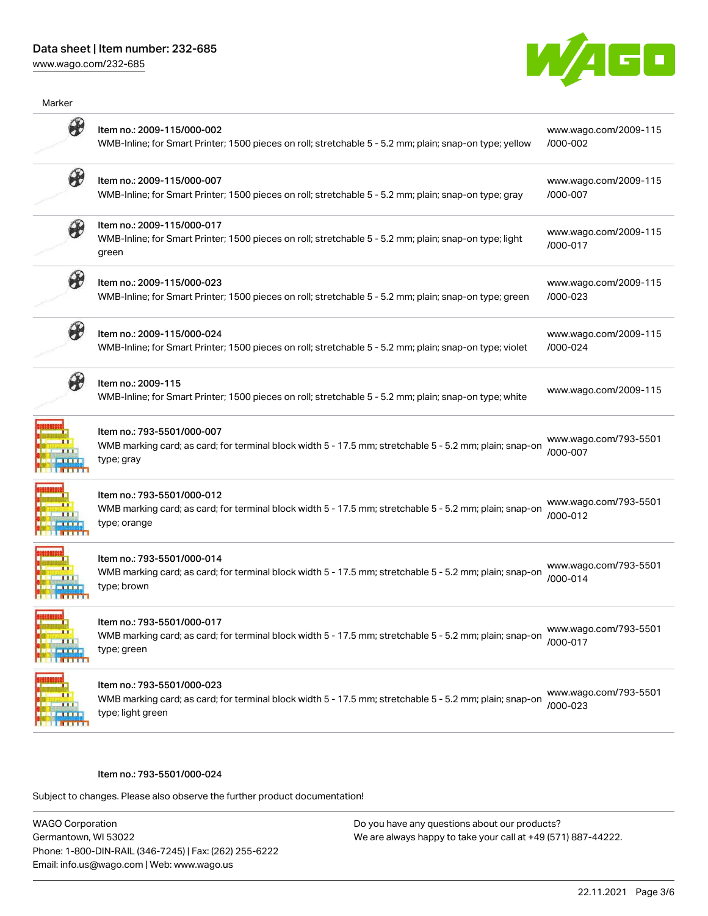Marker

| Item | Description | Link |
| --- | --- | --- |
| Item no.: 2009-115/000-002 | WMB-Inline; for Smart Printer; 1500 pieces on roll; stretchable 5 - 5.2 mm; plain; snap-on type; yellow | www.wago.com/2009-115/000-002 |
| Item no.: 2009-115/000-007 | WMB-Inline; for Smart Printer; 1500 pieces on roll; stretchable 5 - 5.2 mm; plain; snap-on type; gray | www.wago.com/2009-115/000-007 |
| Item no.: 2009-115/000-017 | WMB-Inline; for Smart Printer; 1500 pieces on roll; stretchable 5 - 5.2 mm; plain; snap-on type; light green | www.wago.com/2009-115/000-017 |
| Item no.: 2009-115/000-023 | WMB-Inline; for Smart Printer; 1500 pieces on roll; stretchable 5 - 5.2 mm; plain; snap-on type; green | www.wago.com/2009-115/000-023 |
| Item no.: 2009-115/000-024 | WMB-Inline; for Smart Printer; 1500 pieces on roll; stretchable 5 - 5.2 mm; plain; snap-on type; violet | www.wago.com/2009-115/000-024 |
| Item no.: 2009-115 | WMB-Inline; for Smart Printer; 1500 pieces on roll; stretchable 5 - 5.2 mm; plain; snap-on type; white | www.wago.com/2009-115 |
| Item no.: 793-5501/000-007 | WMB marking card; as card; for terminal block width 5 - 17.5 mm; stretchable 5 - 5.2 mm; plain; snap-on type; gray | www.wago.com/793-5501/000-007 |
| Item no.: 793-5501/000-012 | WMB marking card; as card; for terminal block width 5 - 17.5 mm; stretchable 5 - 5.2 mm; plain; snap-on type; orange | www.wago.com/793-5501/000-012 |
| Item no.: 793-5501/000-014 | WMB marking card; as card; for terminal block width 5 - 17.5 mm; stretchable 5 - 5.2 mm; plain; snap-on type; brown | www.wago.com/793-5501/000-014 |
| Item no.: 793-5501/000-017 | WMB marking card; as card; for terminal block width 5 - 17.5 mm; stretchable 5 - 5.2 mm; plain; snap-on type; green | www.wago.com/793-5501/000-017 |
| Item no.: 793-5501/000-023 | WMB marking card; as card; for terminal block width 5 - 17.5 mm; stretchable 5 - 5.2 mm; plain; snap-on type; light green | www.wago.com/793-5501/000-023 |

Item no.: 793-5501/000-024

Subject to changes. Please also observe the further product documentation!

WAGO Corporation
Germantown, WI 53022
Phone: 1-800-DIN-RAIL (346-7245) | Fax: (262) 255-6222
Email: info.us@wago.com | Web: www.wago.us

Do you have any questions about our products?
We are always happy to take your call at +49 (571) 887-44222.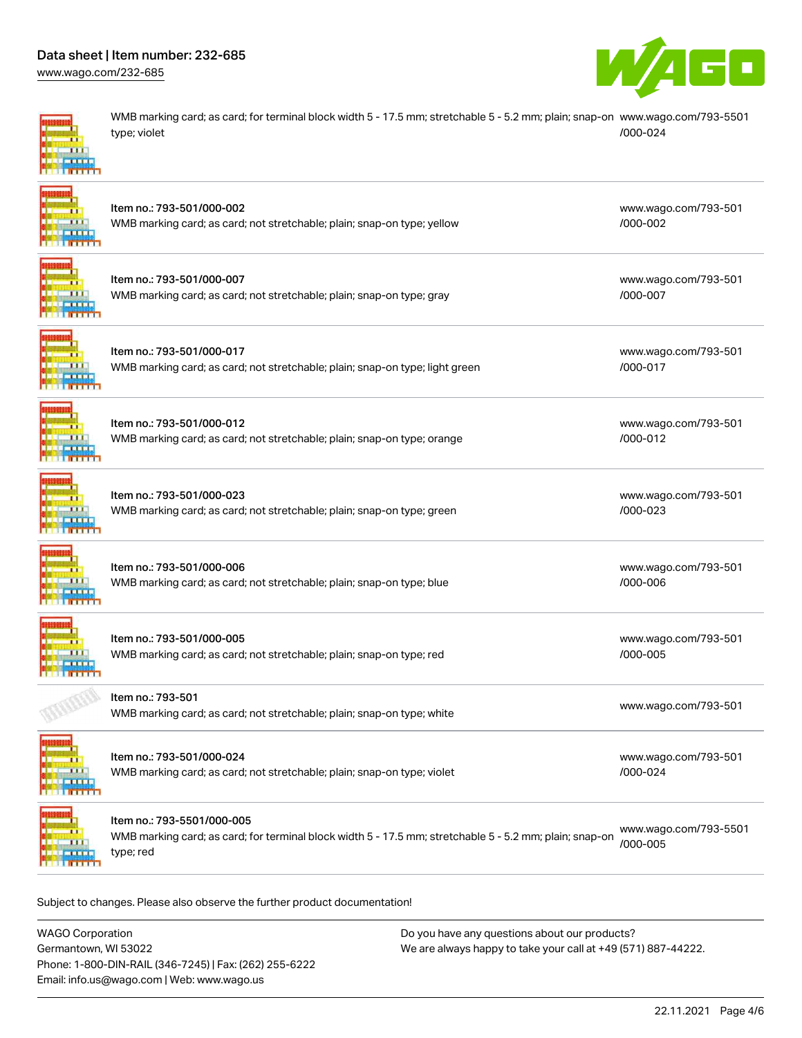| | |
|---|---|
| WMB marking card; as card; for terminal block width 5 - 17.5 mm; stretchable 5 - 5.2 mm; plain; snap-on type; violet | www.wago.com/793-5501/000-024 |
| Item no.: 793-501/000-002<br>WMB marking card; as card; not stretchable; plain; snap-on type; yellow | www.wago.com/793-501/000-002 |
| Item no.: 793-501/000-007<br>WMB marking card; as card; not stretchable; plain; snap-on type; gray | www.wago.com/793-501/000-007 |
| Item no.: 793-501/000-017<br>WMB marking card; as card; not stretchable; plain; snap-on type; light green | www.wago.com/793-501/000-017 |
| Item no.: 793-501/000-012<br>WMB marking card; as card; not stretchable; plain; snap-on type; orange | www.wago.com/793-501/000-012 |
| Item no.: 793-501/000-023<br>WMB marking card; as card; not stretchable; plain; snap-on type; green | www.wago.com/793-501/000-023 |
| Item no.: 793-501/000-006<br>WMB marking card; as card; not stretchable; plain; snap-on type; blue | www.wago.com/793-501/000-006 |
| Item no.: 793-501/000-005<br>WMB marking card; as card; not stretchable; plain; snap-on type; red | www.wago.com/793-501/000-005 |
| Item no.: 793-501<br>WMB marking card; as card; not stretchable; plain; snap-on type; white | www.wago.com/793-501 |
| Item no.: 793-501/000-024<br>WMB marking card; as card; not stretchable; plain; snap-on type; violet | www.wago.com/793-501/000-024 |
| Item no.: 793-5501/000-005<br>WMB marking card; as card; for terminal block width 5 - 17.5 mm; stretchable 5 - 5.2 mm; plain; snap-on type; red | www.wago.com/793-5501/000-005 |

Subject to changes. Please also observe the further product documentation!

WAGO Corporation
Germantown, WI 53022
Phone: 1-800-DIN-RAIL (346-7245) | Fax: (262) 255-6222
Email: info.us@wago.com | Web: www.wago.us

Do you have any questions about our products?
We are always happy to take your call at +49 (571) 887-44222.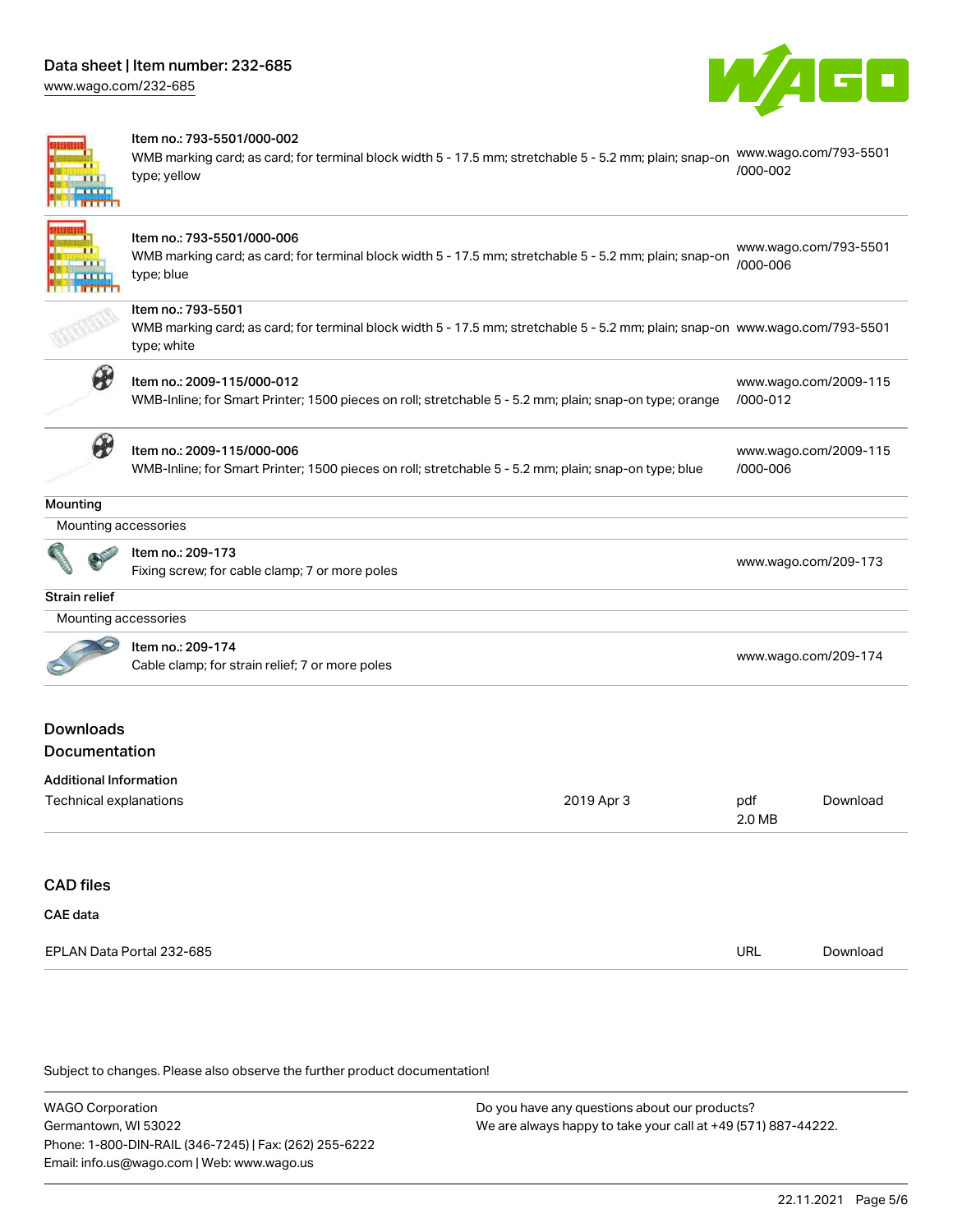| Item | Description | Link |
|---|---|---|
| Item no.: 793-5501/000-002 | WMB marking card; as card; for terminal block width 5 - 17.5 mm; stretchable 5 - 5.2 mm; plain; snap-on type; yellow | www.wago.com/793-5501/000-002 |
| Item no.: 793-5501/000-006 | WMB marking card; as card; for terminal block width 5 - 17.5 mm; stretchable 5 - 5.2 mm; plain; snap-on type; blue | www.wago.com/793-5501/000-006 |
| Item no.: 793-5501 | WMB marking card; as card; for terminal block width 5 - 17.5 mm; stretchable 5 - 5.2 mm; plain; snap-on type; white | www.wago.com/793-5501 |
| Item no.: 2009-115/000-012 | WMB-Inline; for Smart Printer; 1500 pieces on roll; stretchable 5 - 5.2 mm; plain; snap-on type; orange | www.wago.com/2009-115/000-012 |
| Item no.: 2009-115/000-006 | WMB-Inline; for Smart Printer; 1500 pieces on roll; stretchable 5 - 5.2 mm; plain; snap-on type; blue | www.wago.com/2009-115/000-006 |

**Mounting**

Mounting accessories

| Item | Description | Link |
|---|---|---|
| Item no.: 209-173 | Fixing screw; for cable clamp; 7 or more poles | www.wago.com/209-173 |

**Strain relief**

Mounting accessories

| Item | Description | Link |
|---|---|---|
| Item no.: 209-174 | Cable clamp; for strain relief; 7 or more poles | www.wago.com/209-174 |

## Downloads

### Documentation

**Additional Information**

| | | | |
|---|---|---|---|
| Technical explanations | 2019 Apr 3 | pdf 2.0 MB | Download |

### CAD files

**CAE data**

| | | |
|---|---|---|
| EPLAN Data Portal 232-685 | URL | Download |

Subject to changes. Please also observe the further product documentation!

WAGO Corporation
Germantown, WI 53022
Phone: 1-800-DIN-RAIL (346-7245) | Fax: (262) 255-6222
Email: info.us@wago.com | Web: www.wago.us

Do you have any questions about our products?
We are always happy to take your call at +49 (571) 887-44222.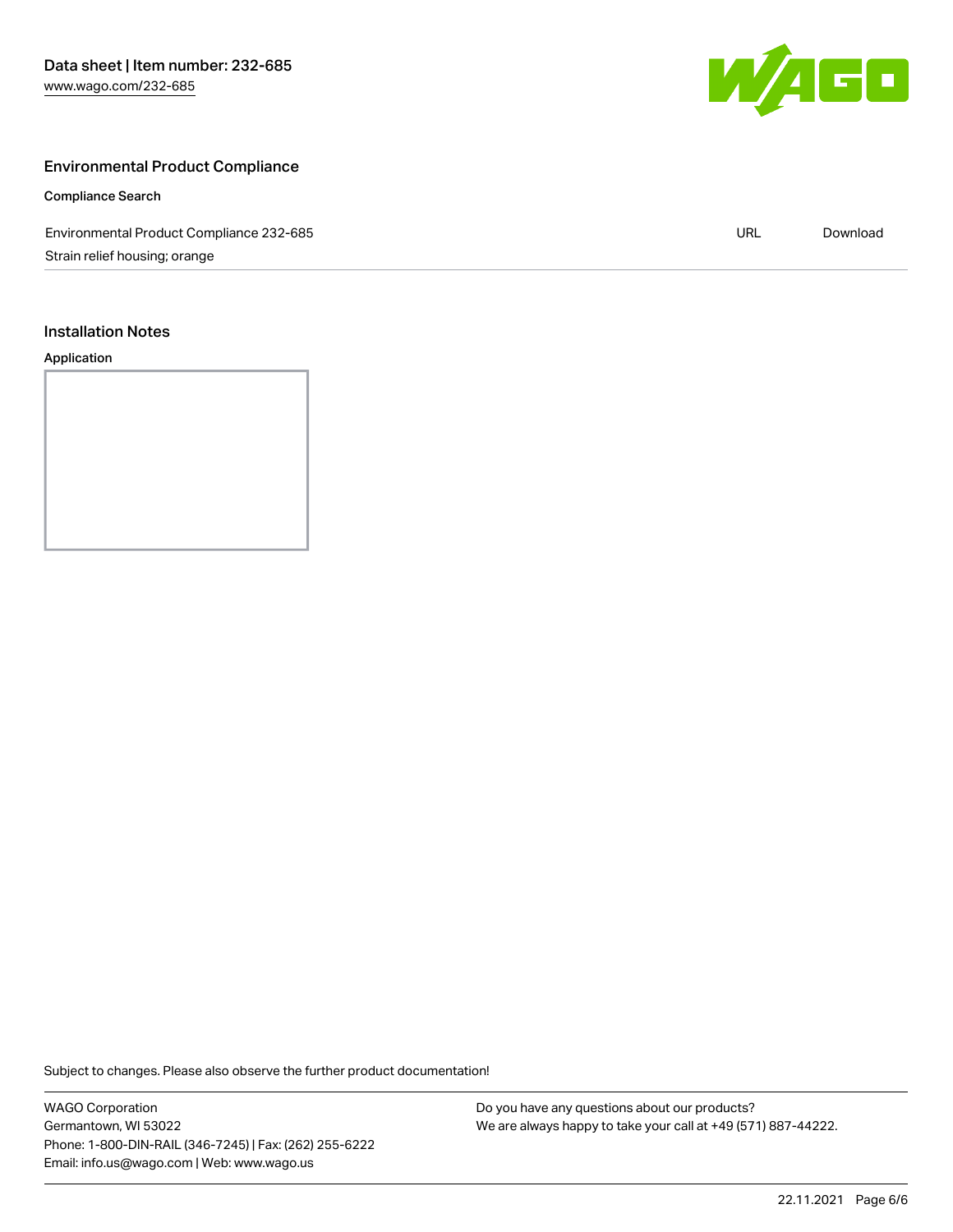## Environmental Product Compliance

### Compliance Search

| | | |
|---|---|---|
| Environmental Product Compliance 232-685<br>Strain relief housing; orange | URL | Download |

## Installation Notes

### Application

Subject to changes. Please also observe the further product documentation!

WAGO Corporation
Germantown, WI 53022
Phone: 1-800-DIN-RAIL (346-7245) | Fax: (262) 255-6222
Email: info.us@wago.com | Web: www.wago.us

Do you have any questions about our products?
We are always happy to take your call at +49 (571) 887-44222.